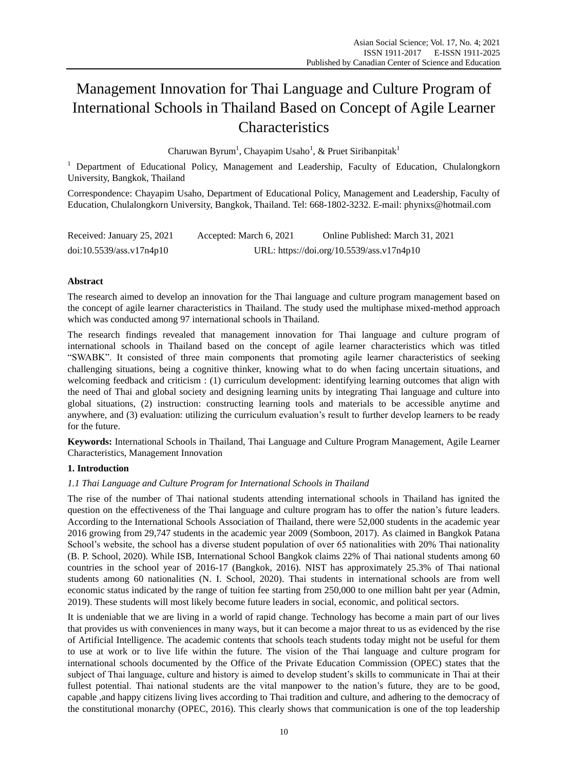# Management Innovation for Thai Language and Culture Program of International Schools in Thailand Based on Concept of Agile Learner Characteristics

Charuwan Byrum[1], Chayapim Usaho[1], & Pruet Siribanpitak[1]

[1] Department of Educational Policy, Management and Leadership, Faculty of Education, Chulalongkorn University, Bangkok, Thailand

Correspondence: Chayapim Usaho, Department of Educational Policy, Management and Leadership, Faculty of Education, Chulalongkorn University, Bangkok, Thailand. Tel: 668-1802-3232. E-mail: phynixs@hotmail.com

Received: January 25, 2021 Accepted: March 6, 2021 Online Published: March 31, 2021

doi:10.5539/ass.v17n4p10 URL: https://doi.org/10.5539/ass.v17n4p10

## Abstract

The research aimed to develop an innovation for the Thai language and culture program management based on the concept of agile learner characteristics in Thailand. The study used the multiphase mixed-method approach which was conducted among 97 international schools in Thailand.

The research findings revealed that management innovation for Thai language and culture program of international schools in Thailand based on the concept of agile learner characteristics which was titled "SWABK". It consisted of three main components that promoting agile learner characteristics of seeking challenging situations, being a cognitive thinker, knowing what to do when facing uncertain situations, and welcoming feedback and criticism : (1) curriculum development: identifying learning outcomes that align with the need of Thai and global society and designing learning units by integrating Thai language and culture into global situations, (2) instruction: constructing learning tools and materials to be accessible anytime and anywhere, and (3) evaluation: utilizing the curriculum evaluation's result to further develop learners to be ready for the future.

**Keywords:** International Schools in Thailand, Thai Language and Culture Program Management, Agile Learner Characteristics, Management Innovation

## 1. Introduction

### *1.1 Thai Language and Culture Program for International Schools in Thailand*

The rise of the number of Thai national students attending international schools in Thailand has ignited the question on the effectiveness of the Thai language and culture program has to offer the nation's future leaders. According to the International Schools Association of Thailand, there were 52,000 students in the academic year 2016 growing from 29,747 students in the academic year 2009 (Somboon, 2017). As claimed in Bangkok Patana School's website, the school has a diverse student population of over 65 nationalities with 20% Thai nationality (B. P. School, 2020). While ISB, International School Bangkok claims 22% of Thai national students among 60 countries in the school year of 2016-17 (Bangkok, 2016). NIST has approximately 25.3% of Thai national students among 60 nationalities (N. I. School, 2020). Thai students in international schools are from well economic status indicated by the range of tuition fee starting from 250,000 to one million baht per year (Admin, 2019). These students will most likely become future leaders in social, economic, and political sectors.

It is undeniable that we are living in a world of rapid change. Technology has become a main part of our lives that provides us with conveniences in many ways, but it can become a major threat to us as evidenced by the rise of Artificial Intelligence. The academic contents that schools teach students today might not be useful for them to use at work or to live life within the future. The vision of the Thai language and culture program for international schools documented by the Office of the Private Education Commission (OPEC) states that the subject of Thai language, culture and history is aimed to develop student's skills to communicate in Thai at their fullest potential. Thai national students are the vital manpower to the nation's future, they are to be good, capable ,and happy citizens living lives according to Thai tradition and culture, and adhering to the democracy of the constitutional monarchy (OPEC, 2016). This clearly shows that communication is one of the top leadership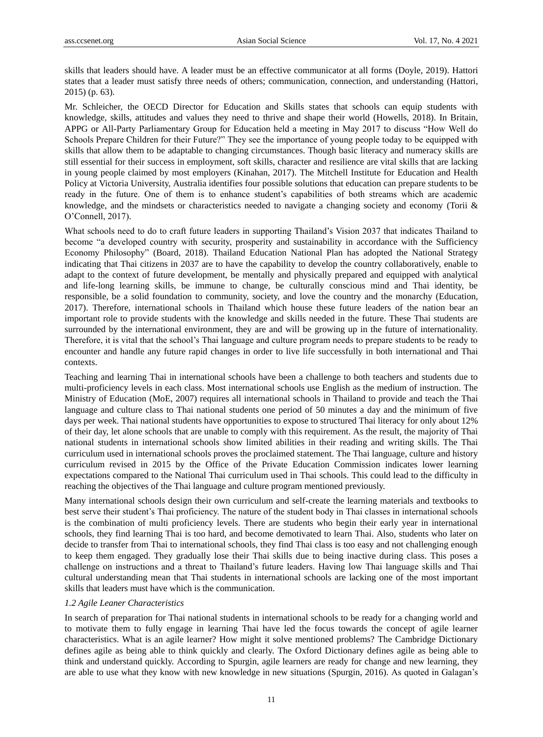skills that leaders should have. A leader must be an effective communicator at all forms (Doyle, 2019). Hattori states that a leader must satisfy three needs of others; communication, connection, and understanding (Hattori, 2015) (p. 63).

Mr. Schleicher, the OECD Director for Education and Skills states that schools can equip students with knowledge, skills, attitudes and values they need to thrive and shape their world (Howells, 2018). In Britain, APPG or All-Party Parliamentary Group for Education held a meeting in May 2017 to discuss "How Well do Schools Prepare Children for their Future?" They see the importance of young people today to be equipped with skills that allow them to be adaptable to changing circumstances. Though basic literacy and numeracy skills are still essential for their success in employment, soft skills, character and resilience are vital skills that are lacking in young people claimed by most employers (Kinahan, 2017). The Mitchell Institute for Education and Health Policy at Victoria University, Australia identifies four possible solutions that education can prepare students to be ready in the future. One of them is to enhance student's capabilities of both streams which are academic knowledge, and the mindsets or characteristics needed to navigate a changing society and economy (Torii & O'Connell, 2017).

What schools need to do to craft future leaders in supporting Thailand's Vision 2037 that indicates Thailand to become "a developed country with security, prosperity and sustainability in accordance with the Sufficiency Economy Philosophy" (Board, 2018). Thailand Education National Plan has adopted the National Strategy indicating that Thai citizens in 2037 are to have the capability to develop the country collaboratively, enable to adapt to the context of future development, be mentally and physically prepared and equipped with analytical and life-long learning skills, be immune to change, be culturally conscious mind and Thai identity, be responsible, be a solid foundation to community, society, and love the country and the monarchy (Education, 2017). Therefore, international schools in Thailand which house these future leaders of the nation bear an important role to provide students with the knowledge and skills needed in the future. These Thai students are surrounded by the international environment, they are and will be growing up in the future of internationality. Therefore, it is vital that the school's Thai language and culture program needs to prepare students to be ready to encounter and handle any future rapid changes in order to live life successfully in both international and Thai contexts.

Teaching and learning Thai in international schools have been a challenge to both teachers and students due to multi-proficiency levels in each class. Most international schools use English as the medium of instruction. The Ministry of Education (MoE, 2007) requires all international schools in Thailand to provide and teach the Thai language and culture class to Thai national students one period of 50 minutes a day and the minimum of five days per week. Thai national students have opportunities to expose to structured Thai literacy for only about 12% of their day, let alone schools that are unable to comply with this requirement. As the result, the majority of Thai national students in international schools show limited abilities in their reading and writing skills. The Thai curriculum used in international schools proves the proclaimed statement. The Thai language, culture and history curriculum revised in 2015 by the Office of the Private Education Commission indicates lower learning expectations compared to the National Thai curriculum used in Thai schools. This could lead to the difficulty in reaching the objectives of the Thai language and culture program mentioned previously.

Many international schools design their own curriculum and self-create the learning materials and textbooks to best serve their student's Thai proficiency. The nature of the student body in Thai classes in international schools is the combination of multi proficiency levels. There are students who begin their early year in international schools, they find learning Thai is too hard, and become demotivated to learn Thai. Also, students who later on decide to transfer from Thai to international schools, they find Thai class is too easy and not challenging enough to keep them engaged. They gradually lose their Thai skills due to being inactive during class. This poses a challenge on instructions and a threat to Thailand's future leaders. Having low Thai language skills and Thai cultural understanding mean that Thai students in international schools are lacking one of the most important skills that leaders must have which is the communication.

### *1.2 Agile Leaner Characteristics*

In search of preparation for Thai national students in international schools to be ready for a changing world and to motivate them to fully engage in learning Thai have led the focus towards the concept of agile learner characteristics. What is an agile learner? How might it solve mentioned problems? The Cambridge Dictionary defines agile as being able to think quickly and clearly. The Oxford Dictionary defines agile as being able to think and understand quickly. According to Spurgin, agile learners are ready for change and new learning, they are able to use what they know with new knowledge in new situations (Spurgin, 2016). As quoted in Galagan's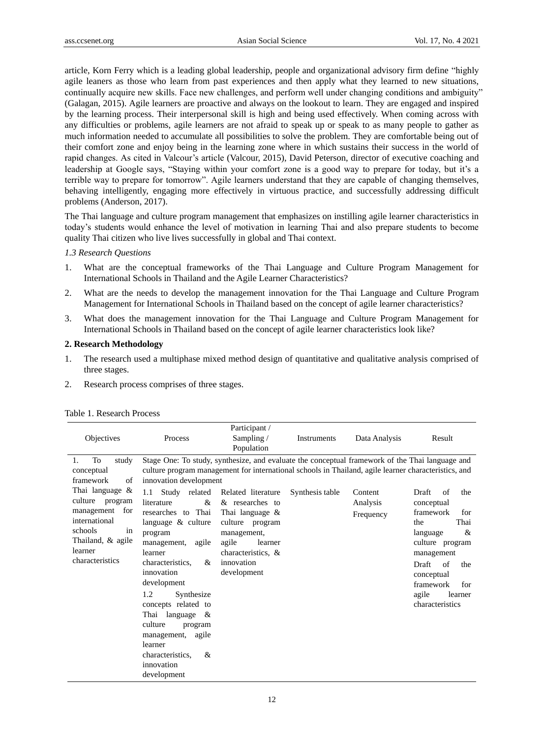article, Korn Ferry which is a leading global leadership, people and organizational advisory firm define "highly agile leaners as those who learn from past experiences and then apply what they learned to new situations, continually acquire new skills. Face new challenges, and perform well under changing conditions and ambiguity" (Galagan, 2015). Agile learners are proactive and always on the lookout to learn. They are engaged and inspired by the learning process. Their interpersonal skill is high and being used effectively. When coming across with any difficulties or problems, agile learners are not afraid to speak up or speak to as many people to gather as much information needed to accumulate all possibilities to solve the problem. They are comfortable being out of their comfort zone and enjoy being in the learning zone where in which sustains their success in the world of rapid changes. As cited in Valcour's article (Valcour, 2015), David Peterson, director of executive coaching and leadership at Google says, "Staying within your comfort zone is a good way to prepare for today, but it's a terrible way to prepare for tomorrow". Agile learners understand that they are capable of changing themselves, behaving intelligently, engaging more effectively in virtuous practice, and successfully addressing difficult problems (Anderson, 2017).

The Thai language and culture program management that emphasizes on instilling agile learner characteristics in today's students would enhance the level of motivation in learning Thai and also prepare students to become quality Thai citizen who live lives successfully in global and Thai context.

*1.3 Research Questions*

1. What are the conceptual frameworks of the Thai Language and Culture Program Management for International Schools in Thailand and the Agile Learner Characteristics?
2. What are the needs to develop the management innovation for the Thai Language and Culture Program Management for International Schools in Thailand based on the concept of agile learner characteristics?
3. What does the management innovation for the Thai Language and Culture Program Management for International Schools in Thailand based on the concept of agile learner characteristics look like?

**2. Research Methodology**

1. The research used a multiphase mixed method design of quantitative and qualitative analysis comprised of three stages.
2. Research process comprises of three stages.

Table 1. Research Process

| Objectives | Process | Participant / Sampling / Population | Instruments | Data Analysis | Result |
|---|---|---|---|---|---|
| 1. To study conceptual framework of Thai language & culture program management for international schools in Thailand, & agile learner characteristics | Stage One: To study, synthesize, and evaluate the conceptual framework of the Thai language and culture program management for international schools in Thailand, agile learner characteristics, and innovation development | | | | |
| | 1.1 Study related literature & researches to Thai language & culture program management, agile learner characteristics, & innovation development<br>1.2 Synthesize concepts related to Thai language & culture program management, agile learner characteristics, & innovation development | Related literature & researches to Thai language & culture program management, agile learner characteristics, & innovation development | Synthesis table | Content Analysis<br>Frequency | Draft of the conceptual framework for the Thai language & culture program management<br>Draft of the conceptual framework for agile learner characteristics |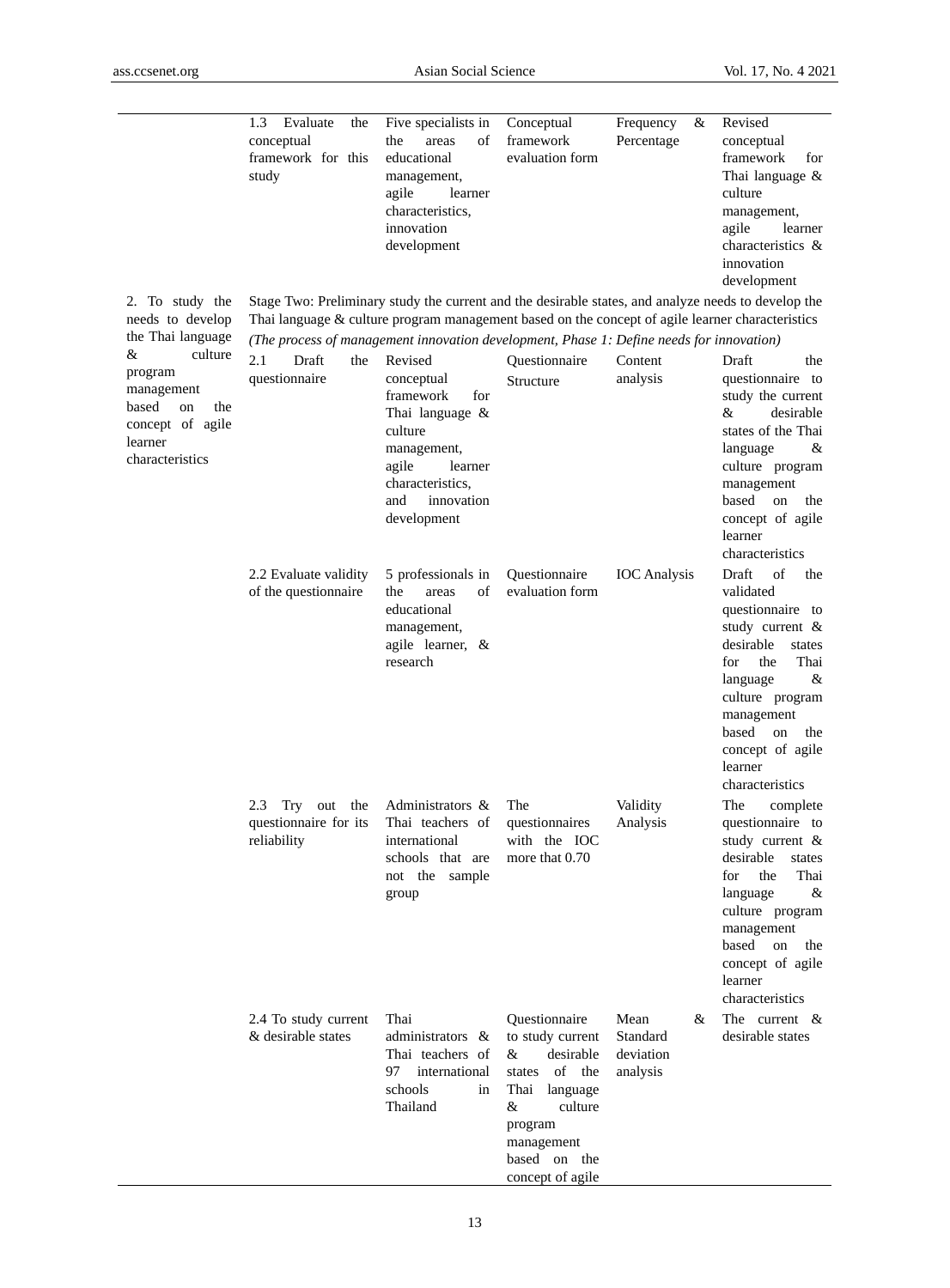| | | | | | |
|---|---|---|---|---|---|
| | 1.3 Evaluate the conceptual framework for this study | Five specialists in the areas of educational management, agile learner characteristics, innovation development | Conceptual framework evaluation form | Frequency & Percentage | Revised conceptual framework for Thai language & culture management, agile learner characteristics & innovation development |
| 2. To study the needs to develop the Thai language & culture program management based on the concept of agile learner characteristics | Stage Two: Preliminary study the current and the desirable states, and analyze needs to develop the Thai language & culture program management based on the concept of agile learner characteristics *(The process of management innovation development, Phase 1: Define needs for innovation)* | | | | |
| | 2.1 Draft the questionnaire | Revised conceptual framework for Thai language & culture management, agile learner characteristics, and innovation development | Questionnaire Structure | Content analysis | Draft the questionnaire to study the current & desirable states of the Thai language & culture program management based on the concept of agile learner characteristics |
| | 2.2 Evaluate validity of the questionnaire | 5 professionals in the areas of educational management, agile learner, & research | Questionnaire evaluation form | IOC Analysis | Draft of the validated questionnaire to study current & desirable states for the Thai language & culture program management based on the concept of agile learner characteristics |
| | 2.3 Try out the questionnaire for its reliability | Administrators & Thai teachers of international schools that are not the sample group | The questionnaires with the IOC more that 0.70 | Validity Analysis | The complete questionnaire to study current & desirable states for the Thai language & culture program management based on the concept of agile learner characteristics |
| | 2.4 To study current & desirable states | Thai administrators & Thai teachers of 97 international schools in Thailand | Questionnaire to study current & desirable states of the Thai language & culture program management based on the concept of agile | Mean & Standard deviation analysis | The current & desirable states |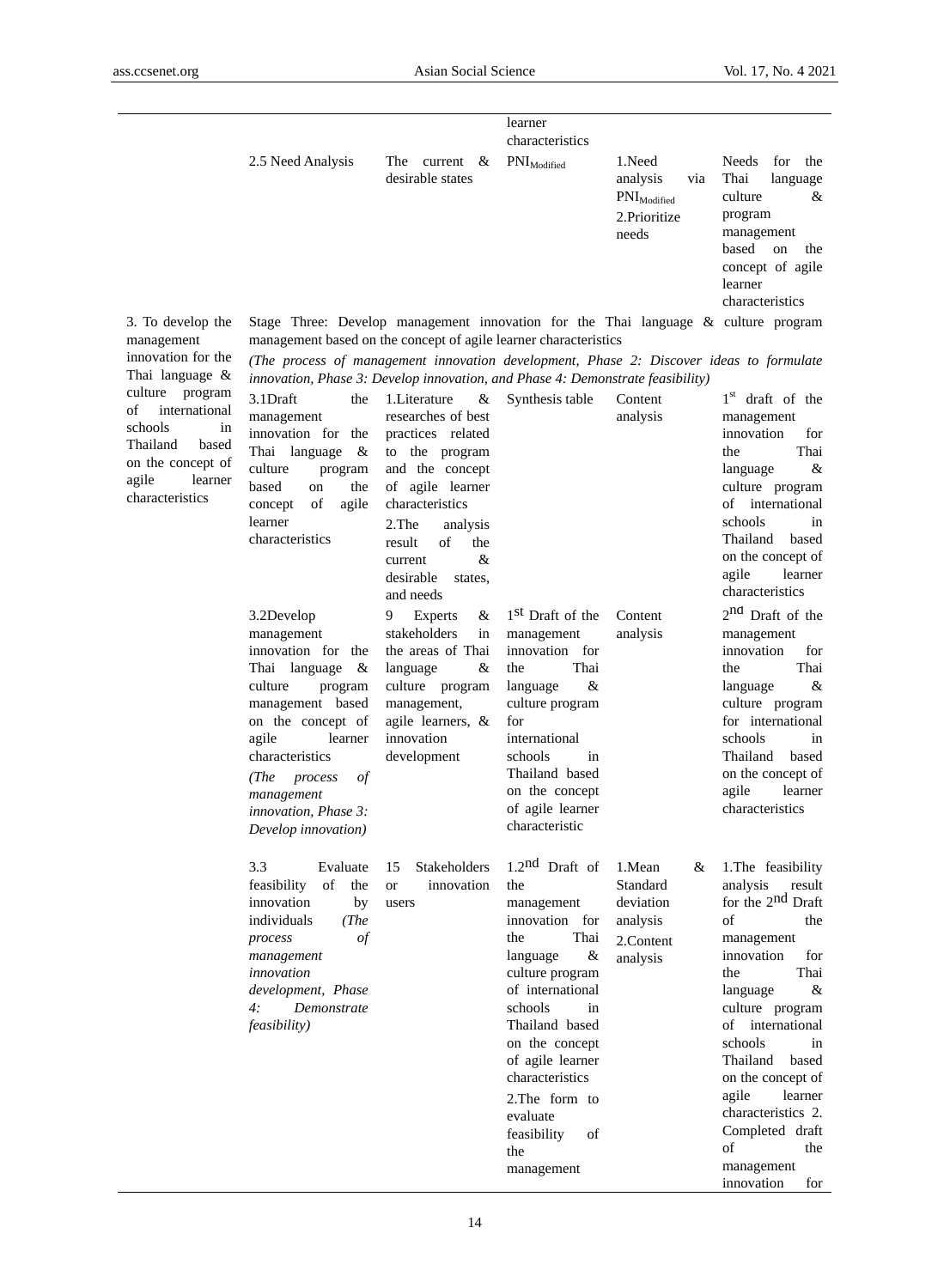| | | | learner characteristics | | |
|---|---|---|---|---|---|
| | 2.5 Need Analysis | The current & desirable states | $PNI_{Modified}$ | 1.Need analysis via $PNI_{Modified}$ 2.Prioritize needs | Needs for the Thai language culture & program management based on the concept of agile learner characteristics |
| 3. To develop the management innovation for the Thai language & culture program of international schools in Thailand based on the concept of agile learner characteristics | Stage Three: Develop management innovation for the Thai language & culture program management based on the concept of agile learner characteristics *(The process of management innovation development, Phase 2: Discover ideas to formulate innovation, Phase 3: Develop innovation, and Phase 4: Demonstrate feasibility)* | | | | |
| | 3.1Draft the management innovation for the Thai language & culture program based on the concept of agile learner characteristics | 1.Literature & researches of best practices related to the program and the concept of agile learner characteristics 2.The analysis result of the current & desirable states, and needs | Synthesis table | Content analysis | 1st draft of the management innovation for the Thai language & culture program of international schools in Thailand based on the concept of agile learner characteristics |
| | 3.2Develop management innovation for the Thai language & culture program management based on the concept of agile learner characteristics *(The process of management innovation, Phase 3: Develop innovation)* | 9 Experts & stakeholders in the areas of Thai language & culture program management, agile learners, & innovation development | 1st Draft of the management innovation for the Thai language & culture program for international schools in Thailand based on the concept of agile learner characteristic | Content analysis | 2nd Draft of the management innovation for the Thai language & culture program for international schools in Thailand based on the concept of agile learner characteristics |
| | 3.3 Evaluate feasibility of the innovation by individuals *(The process of management innovation development, Phase 4: Demonstrate feasibility)* | 15 Stakeholders or innovation users | 1.2nd Draft of the management innovation for the Thai language & culture program of international schools in Thailand based on the concept of agile learner characteristics 2.The form to evaluate feasibility of the management | 1.Mean & Standard deviation analysis 2.Content analysis | 1.The feasibility analysis result for the 2nd Draft of the management innovation for the Thai language & culture program of international schools in Thailand based on the concept of agile learner characteristics 2. Completed draft of the management innovation for |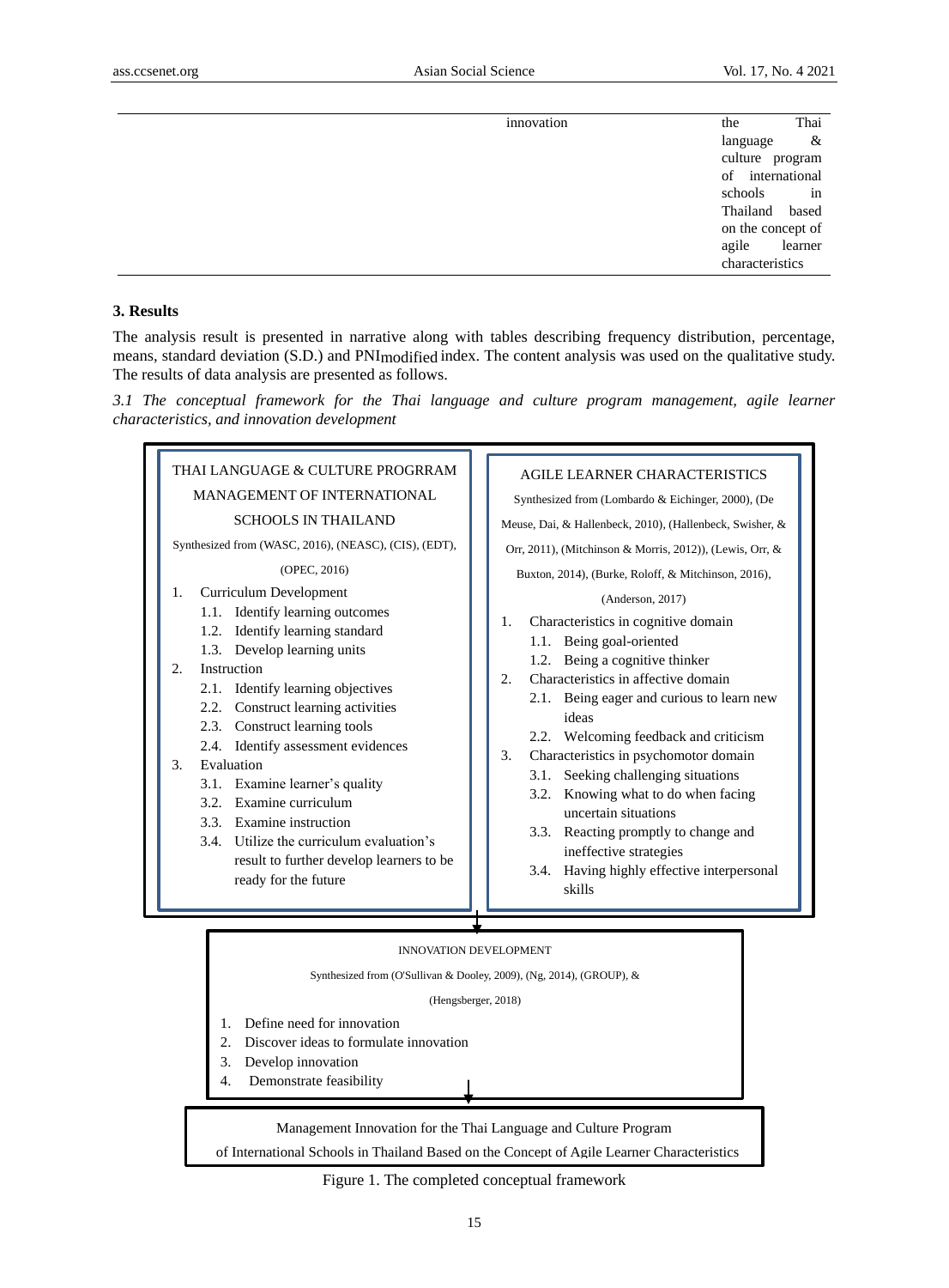| | innovation | the Thai language & culture program of international schools in Thailand based on the concept of agile learner characteristics |
|---|---|---|

### 3. Results

The analysis result is presented in narrative along with tables describing frequency distribution, percentage, means, standard deviation (S.D.) and $PNI_{modified}$ index. The content analysis was used on the qualitative study. The results of data analysis are presented as follows.

*3.1 The conceptual framework for the Thai language and culture program management, agile learner characteristics, and innovation development*

THAI LANGUAGE & CULTURE PROGRRAM MANAGEMENT OF INTERNATIONAL SCHOOLS IN THAILAND

Synthesized from (WASC, 2016), (NEASC), (CIS), (EDT), (OPEC, 2016)

1. Curriculum Development
   1.1. Identify learning outcomes
   1.2. Identify learning standard
   1.3. Develop learning units
2. Instruction
   2.1. Identify learning objectives
   2.2. Construct learning activities
   2.3. Construct learning tools
   2.4. Identify assessment evidences
3. Evaluation
   3.1. Examine learner's quality
   3.2. Examine curriculum
   3.3. Examine instruction
   3.4. Utilize the curriculum evaluation's result to further develop learners to be ready for the future

AGILE LEARNER CHARACTERISTICS

Synthesized from (Lombardo & Eichinger, 2000), (De Meuse, Dai, & Hallenbeck, 2010), (Hallenbeck, Swisher, & Orr, 2011), (Mitchinson & Morris, 2012)), (Lewis, Orr, & Buxton, 2014), (Burke, Roloff, & Mitchinson, 2016), (Anderson, 2017)

1. Characteristics in cognitive domain
   1.1. Being goal-oriented
   1.2. Being a cognitive thinker
2. Characteristics in affective domain
   2.1. Being eager and curious to learn new ideas
   2.2. Welcoming feedback and criticism
3. Characteristics in psychomotor domain
   3.1. Seeking challenging situations
   3.2. Knowing what to do when facing uncertain situations
   3.3. Reacting promptly to change and ineffective strategies
   3.4. Having highly effective interpersonal skills

INNOVATION DEVELOPMENT

Synthesized from (O'Sullivan & Dooley, 2009), (Ng, 2014), (GROUP), & (Hengsberger, 2018)

1. Define need for innovation
2. Discover ideas to formulate innovation
3. Develop innovation
4. Demonstrate feasibility

Management Innovation for the Thai Language and Culture Program of International Schools in Thailand Based on the Concept of Agile Learner Characteristics

Figure 1. The completed conceptual framework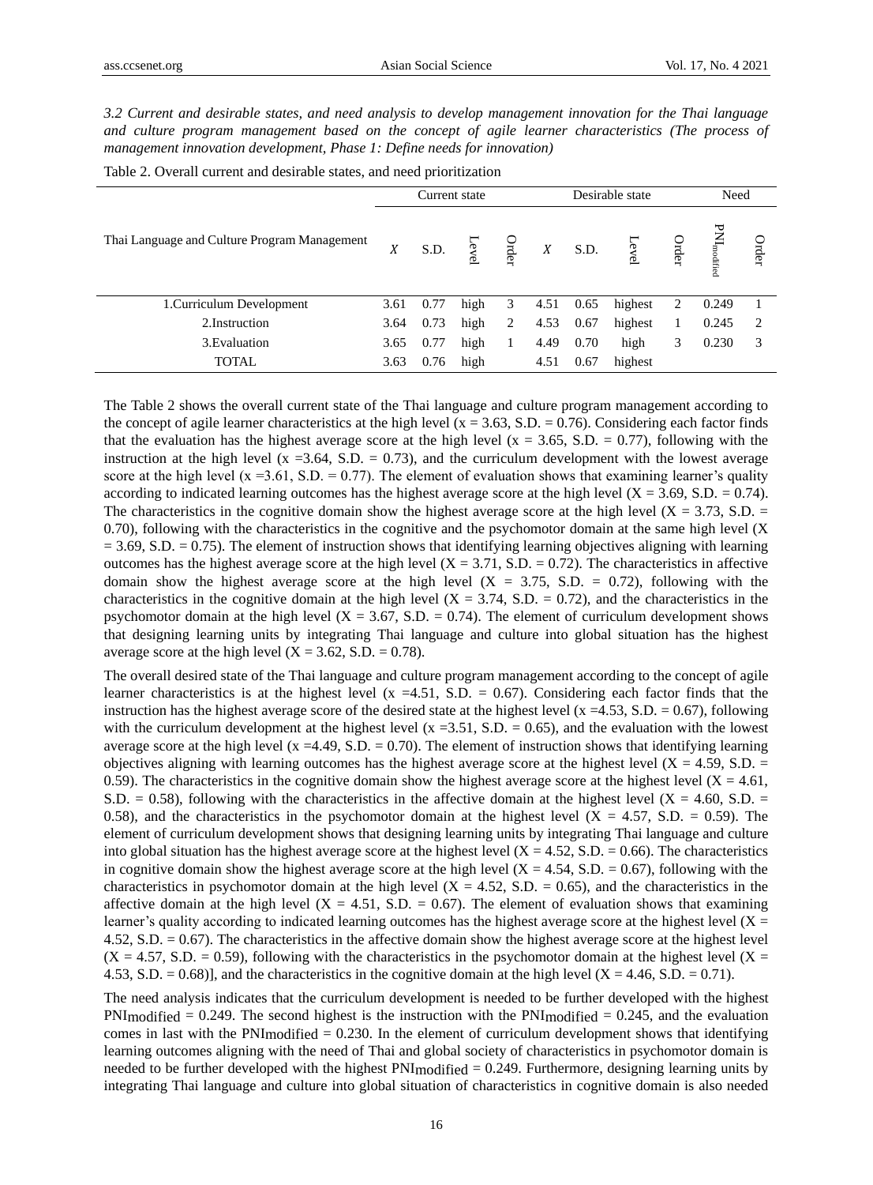*3.2 Current and desirable states, and need analysis to develop management innovation for the Thai language and culture program management based on the concept of agile learner characteristics (The process of management innovation development, Phase 1: Define needs for innovation)*

Table 2. Overall current and desirable states, and need prioritization

| Thai Language and Culture Program Management | Current state | | | | Desirable state | | | | Need | |
|---|---|---|---|---|---|---|---|---|---|---|
| | $X$ | S.D. | Level | Order | $X$ | S.D. | Level | Order | $PNI_{modified}$ | Order |
| 1.Curriculum Development | 3.61 | 0.77 | high | 3 | 4.51 | 0.65 | highest | 2 | 0.249 | 1 |
| 2.Instruction | 3.64 | 0.73 | high | 2 | 4.53 | 0.67 | highest | 1 | 0.245 | 2 |
| 3.Evaluation | 3.65 | 0.77 | high | 1 | 4.49 | 0.70 | high | 3 | 0.230 | 3 |
| TOTAL | 3.63 | 0.76 | high | | 4.51 | 0.67 | highest | | | |

The Table 2 shows the overall current state of the Thai language and culture program management according to the concept of agile learner characteristics at the high level (x = 3.63, S.D. = 0.76). Considering each factor finds that the evaluation has the highest average score at the high level (x = 3.65, S.D. = 0.77), following with the instruction at the high level (x =3.64, S.D. = 0.73), and the curriculum development with the lowest average score at the high level (x =3.61, S.D. = 0.77). The element of evaluation shows that examining learner's quality according to indicated learning outcomes has the highest average score at the high level (X = 3.69, S.D. = 0.74). The characteristics in the cognitive domain show the highest average score at the high level (X = 3.73, S.D. = 0.70), following with the characteristics in the cognitive and the psychomotor domain at the same high level (X = 3.69, S.D. = 0.75). The element of instruction shows that identifying learning objectives aligning with learning outcomes has the highest average score at the high level (X = 3.71, S.D. = 0.72). The characteristics in affective domain show the highest average score at the high level (X = 3.75, S.D. = 0.72), following with the characteristics in the cognitive domain at the high level (X = 3.74, S.D. = 0.72), and the characteristics in the psychomotor domain at the high level (X = 3.67, S.D. = 0.74). The element of curriculum development shows that designing learning units by integrating Thai language and culture into global situation has the highest average score at the high level (X = 3.62, S.D. = 0.78).

The overall desired state of the Thai language and culture program management according to the concept of agile learner characteristics is at the highest level (x =4.51, S.D. = 0.67). Considering each factor finds that the instruction has the highest average score of the desired state at the highest level (x =4.53, S.D. = 0.67), following with the curriculum development at the highest level (x =3.51, S.D. = 0.65), and the evaluation with the lowest average score at the high level (x =4.49, S.D. = 0.70). The element of instruction shows that identifying learning objectives aligning with learning outcomes has the highest average score at the highest level (X = 4.59, S.D. = 0.59). The characteristics in the cognitive domain show the highest average score at the highest level (X = 4.61, S.D. = 0.58), following with the characteristics in the affective domain at the highest level (X = 4.60, S.D. = 0.58), and the characteristics in the psychomotor domain at the highest level (X = 4.57, S.D. = 0.59). The element of curriculum development shows that designing learning units by integrating Thai language and culture into global situation has the highest average score at the highest level (X = 4.52, S.D. = 0.66). The characteristics in cognitive domain show the highest average score at the high level (X = 4.54, S.D. = 0.67), following with the characteristics in psychomotor domain at the high level (X = 4.52, S.D. = 0.65), and the characteristics in the affective domain at the high level (X = 4.51, S.D. = 0.67). The element of evaluation shows that examining learner's quality according to indicated learning outcomes has the highest average score at the highest level (X = 4.52, S.D. = 0.67). The characteristics in the affective domain show the highest average score at the highest level (X = 4.57, S.D. = 0.59), following with the characteristics in the psychomotor domain at the highest level (X = 4.53, S.D. = 0.68)], and the characteristics in the cognitive domain at the high level (X = 4.46, S.D. = 0.71).

The need analysis indicates that the curriculum development is needed to be further developed with the highest $PNI_{modified}$ = 0.249. The second highest is the instruction with the $PNI_{modified}$ = 0.245, and the evaluation comes in last with the $PNI_{modified}$ = 0.230. In the element of curriculum development shows that identifying learning outcomes aligning with the need of Thai and global society of characteristics in psychomotor domain is needed to be further developed with the highest $PNI_{modified}$ = 0.249. Furthermore, designing learning units by integrating Thai language and culture into global situation of characteristics in cognitive domain is also needed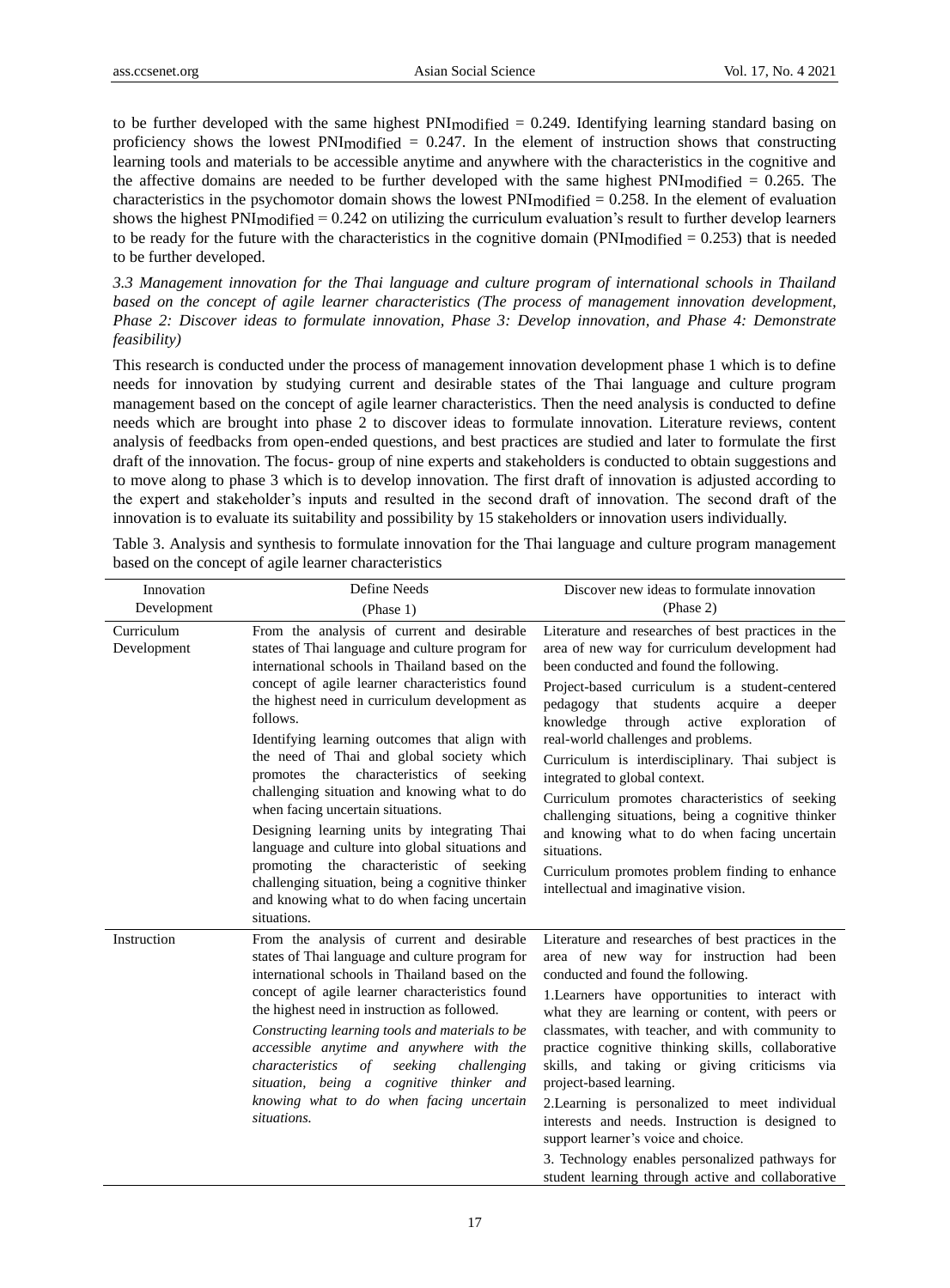to be further developed with the same highest $PNI_{modified}$ = 0.249. Identifying learning standard basing on proficiency shows the lowest $PNI_{modified}$ = 0.247. In the element of instruction shows that constructing learning tools and materials to be accessible anytime and anywhere with the characteristics in the cognitive and the affective domains are needed to be further developed with the same highest $PNI_{modified}$ = 0.265. The characteristics in the psychomotor domain shows the lowest $PNI_{modified}$ = 0.258. In the element of evaluation shows the highest $PNI_{modified}$ = 0.242 on utilizing the curriculum evaluation's result to further develop learners to be ready for the future with the characteristics in the cognitive domain ($PNI_{modified}$ = 0.253) that is needed to be further developed.

### *3.3 Management innovation for the Thai language and culture program of international schools in Thailand based on the concept of agile learner characteristics (The process of management innovation development, Phase 2: Discover ideas to formulate innovation, Phase 3: Develop innovation, and Phase 4: Demonstrate feasibility)*

This research is conducted under the process of management innovation development phase 1 which is to define needs for innovation by studying current and desirable states of the Thai language and culture program management based on the concept of agile learner characteristics. Then the need analysis is conducted to define needs which are brought into phase 2 to discover ideas to formulate innovation. Literature reviews, content analysis of feedbacks from open-ended questions, and best practices are studied and later to formulate the first draft of the innovation. The focus- group of nine experts and stakeholders is conducted to obtain suggestions and to move along to phase 3 which is to develop innovation. The first draft of innovation is adjusted according to the expert and stakeholder's inputs and resulted in the second draft of innovation. The second draft of the innovation is to evaluate its suitability and possibility by 15 stakeholders or innovation users individually.

Table 3. Analysis and synthesis to formulate innovation for the Thai language and culture program management based on the concept of agile learner characteristics

| Innovation Development | Define Needs (Phase 1) | Discover new ideas to formulate innovation (Phase 2) |
|---|---|---|
| Curriculum Development | From the analysis of current and desirable states of Thai language and culture program for international schools in Thailand based on the concept of agile learner characteristics found the highest need in curriculum development as follows.<br>Identifying learning outcomes that align with the need of Thai and global society which promotes the characteristics of seeking challenging situation and knowing what to do when facing uncertain situations.<br>Designing learning units by integrating Thai language and culture into global situations and promoting the characteristic of seeking challenging situation, being a cognitive thinker and knowing what to do when facing uncertain situations. | Literature and researches of best practices in the area of new way for curriculum development had been conducted and found the following.<br>Project-based curriculum is a student-centered pedagogy that students acquire a deeper knowledge through active exploration of real-world challenges and problems.<br>Curriculum is interdisciplinary. Thai subject is integrated to global context.<br>Curriculum promotes characteristics of seeking challenging situations, being a cognitive thinker and knowing what to do when facing uncertain situations.<br>Curriculum promotes problem finding to enhance intellectual and imaginative vision. |
| Instruction | From the analysis of current and desirable states of Thai language and culture program for international schools in Thailand based on the concept of agile learner characteristics found the highest need in instruction as followed.<br>*Constructing learning tools and materials to be accessible anytime and anywhere with the characteristics of seeking challenging situation, being a cognitive thinker and knowing what to do when facing uncertain situations.* | Literature and researches of best practices in the area of new way for instruction had been conducted and found the following.<br>1.Learners have opportunities to interact with what they are learning or content, with peers or classmates, with teacher, and with community to practice cognitive thinking skills, collaborative skills, and taking or giving criticisms via project-based learning.<br>2.Learning is personalized to meet individual interests and needs. Instruction is designed to support learner's voice and choice.<br>3. Technology enables personalized pathways for student learning through active and collaborative |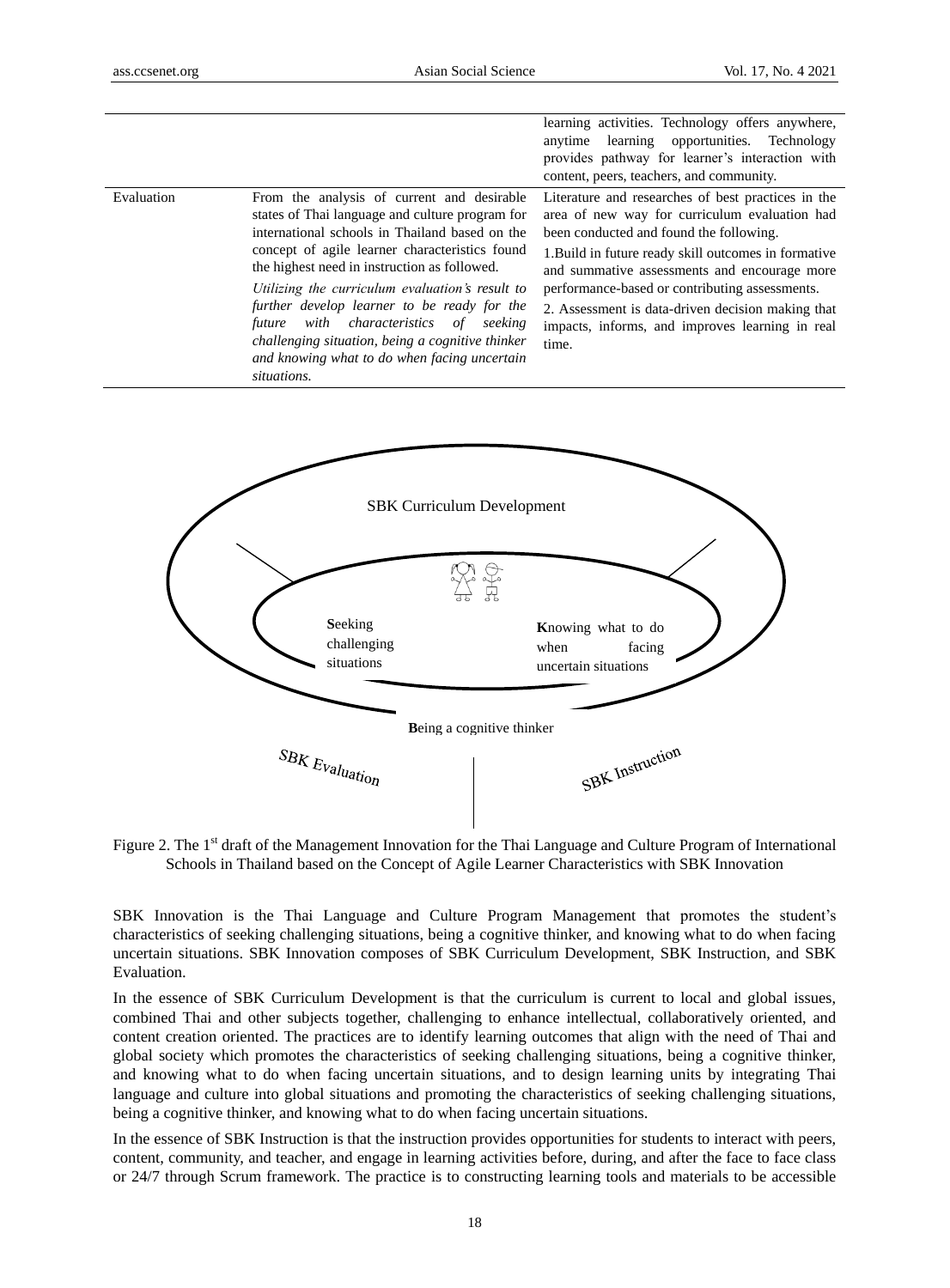| | | learning activities. Technology offers anywhere, anytime learning opportunities. Technology provides pathway for learner's interaction with content, peers, teachers, and community. |
|---|---|---|
| Evaluation | From the analysis of current and desirable states of Thai language and culture program for international schools in Thailand based on the concept of agile learner characteristics found the highest need in instruction as followed. *Utilizing the curriculum evaluation's result to further develop learner to be ready for the future with characteristics of seeking challenging situation, being a cognitive thinker and knowing what to do when facing uncertain situations.* | Literature and researches of best practices in the area of new way for curriculum evaluation had been conducted and found the following. 1.Build in future ready skill outcomes in formative and summative assessments and encourage more performance-based or contributing assessments. 2. Assessment is data-driven decision making that impacts, informs, and improves learning in real time. |

SBK Curriculum Development

**S**eeking challenging situations

**K**nowing what to do when facing uncertain situations

**B**eing a cognitive thinker

SBK Evaluation

SBK Instruction

Figure 2. The 1st draft of the Management Innovation for the Thai Language and Culture Program of International Schools in Thailand based on the Concept of Agile Learner Characteristics with SBK Innovation

SBK Innovation is the Thai Language and Culture Program Management that promotes the student's characteristics of seeking challenging situations, being a cognitive thinker, and knowing what to do when facing uncertain situations. SBK Innovation composes of SBK Curriculum Development, SBK Instruction, and SBK Evaluation.

In the essence of SBK Curriculum Development is that the curriculum is current to local and global issues, combined Thai and other subjects together, challenging to enhance intellectual, collaboratively oriented, and content creation oriented. The practices are to identify learning outcomes that align with the need of Thai and global society which promotes the characteristics of seeking challenging situations, being a cognitive thinker, and knowing what to do when facing uncertain situations, and to design learning units by integrating Thai language and culture into global situations and promoting the characteristics of seeking challenging situations, being a cognitive thinker, and knowing what to do when facing uncertain situations.

In the essence of SBK Instruction is that the instruction provides opportunities for students to interact with peers, content, community, and teacher, and engage in learning activities before, during, and after the face to face class or 24/7 through Scrum framework. The practice is to constructing learning tools and materials to be accessible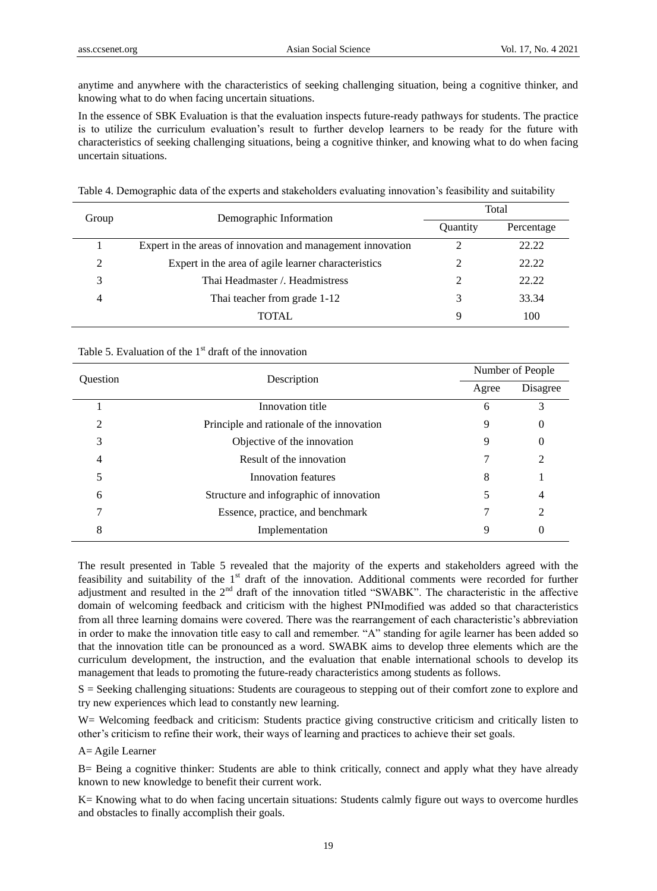anytime and anywhere with the characteristics of seeking challenging situation, being a cognitive thinker, and knowing what to do when facing uncertain situations.

In the essence of SBK Evaluation is that the evaluation inspects future-ready pathways for students. The practice is to utilize the curriculum evaluation's result to further develop learners to be ready for the future with characteristics of seeking challenging situations, being a cognitive thinker, and knowing what to do when facing uncertain situations.

Table 4. Demographic data of the experts and stakeholders evaluating innovation's feasibility and suitability

| Group | Demographic Information | Total | |
|---|---|---|---|
| | | Quantity | Percentage |
| 1 | Expert in the areas of innovation and management innovation | 2 | 22.22 |
| 2 | Expert in the area of agile learner characteristics | 2 | 22.22 |
| 3 | Thai Headmaster /. Headmistress | 2 | 22.22 |
| 4 | Thai teacher from grade 1-12 | 3 | 33.34 |
| | TOTAL | 9 | 100 |

Table 5. Evaluation of the 1st draft of the innovation

| Question | Description | Number of People | |
|---|---|---|---|
| | | Agree | Disagree |
| 1 | Innovation title | 6 | 3 |
| 2 | Principle and rationale of the innovation | 9 | 0 |
| 3 | Objective of the innovation | 9 | 0 |
| 4 | Result of the innovation | 7 | 2 |
| 5 | Innovation features | 8 | 1 |
| 6 | Structure and infographic of innovation | 5 | 4 |
| 7 | Essence, practice, and benchmark | 7 | 2 |
| 8 | Implementation | 9 | 0 |

The result presented in Table 5 revealed that the majority of the experts and stakeholders agreed with the feasibility and suitability of the 1st draft of the innovation. Additional comments were recorded for further adjustment and resulted in the 2nd draft of the innovation titled "SWABK". The characteristic in the affective domain of welcoming feedback and criticism with the highest $PNI_{modified}$ was added so that characteristics from all three learning domains were covered. There was the rearrangement of each characteristic's abbreviation in order to make the innovation title easy to call and remember. "A" standing for agile learner has been added so that the innovation title can be pronounced as a word. SWABK aims to develop three elements which are the curriculum development, the instruction, and the evaluation that enable international schools to develop its management that leads to promoting the future-ready characteristics among students as follows.

S = Seeking challenging situations: Students are courageous to stepping out of their comfort zone to explore and try new experiences which lead to constantly new learning.

W= Welcoming feedback and criticism: Students practice giving constructive criticism and critically listen to other's criticism to refine their work, their ways of learning and practices to achieve their set goals.

A= Agile Learner

B= Being a cognitive thinker: Students are able to think critically, connect and apply what they have already known to new knowledge to benefit their current work.

K= Knowing what to do when facing uncertain situations: Students calmly figure out ways to overcome hurdles and obstacles to finally accomplish their goals.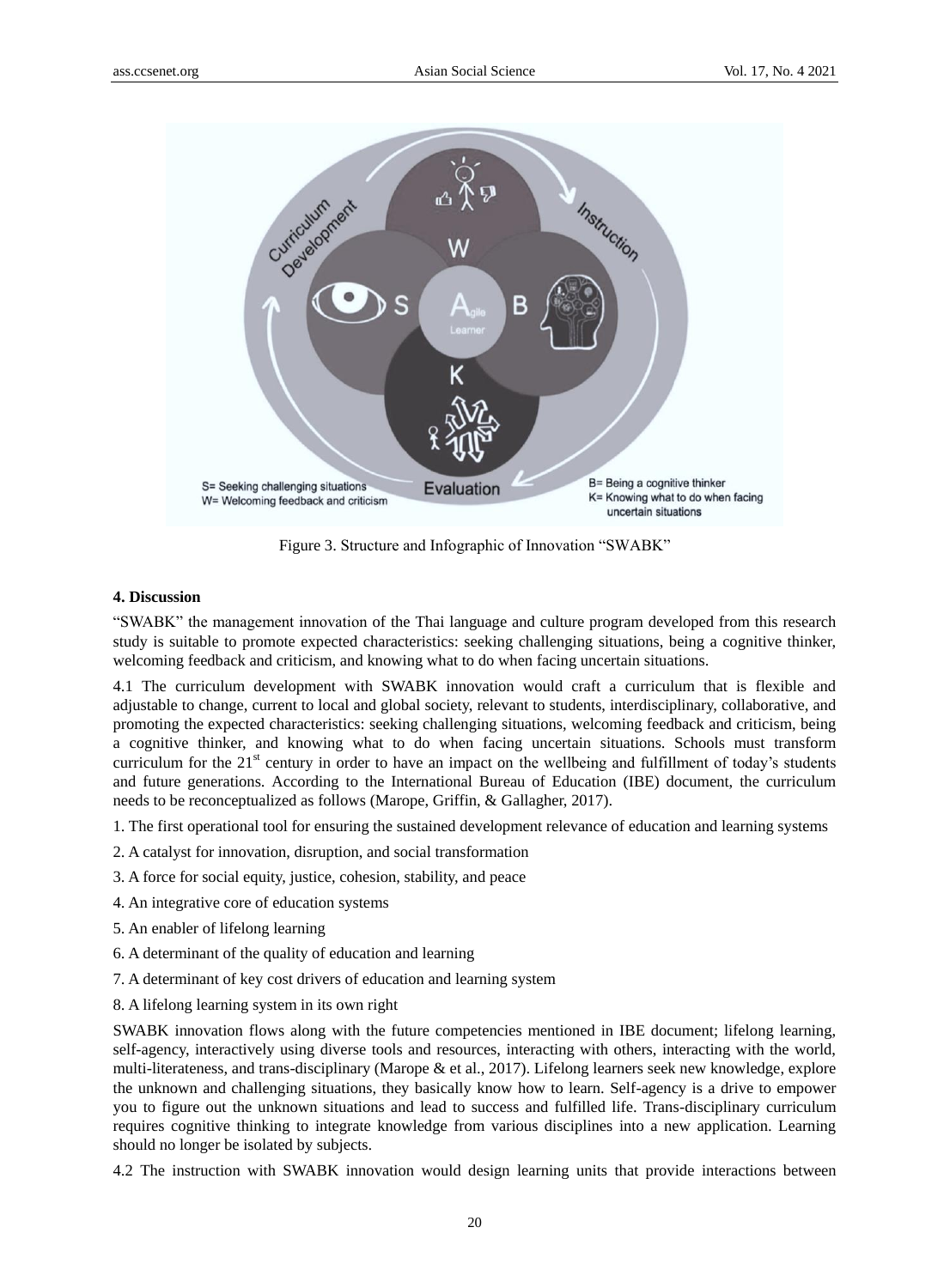Figure 3. Structure and Infographic of Innovation "SWABK"

**4. Discussion**

"SWABK" the management innovation of the Thai language and culture program developed from this research study is suitable to promote expected characteristics: seeking challenging situations, being a cognitive thinker, welcoming feedback and criticism, and knowing what to do when facing uncertain situations.

4.1 The curriculum development with SWABK innovation would craft a curriculum that is flexible and adjustable to change, current to local and global society, relevant to students, interdisciplinary, collaborative, and promoting the expected characteristics: seeking challenging situations, welcoming feedback and criticism, being a cognitive thinker, and knowing what to do when facing uncertain situations. Schools must transform curriculum for the 21st century in order to have an impact on the wellbeing and fulfillment of today's students and future generations. According to the International Bureau of Education (IBE) document, the curriculum needs to be reconceptualized as follows (Marope, Griffin, & Gallagher, 2017).

1. The first operational tool for ensuring the sustained development relevance of education and learning systems
2. A catalyst for innovation, disruption, and social transformation
3. A force for social equity, justice, cohesion, stability, and peace
4. An integrative core of education systems
5. An enabler of lifelong learning
6. A determinant of the quality of education and learning
7. A determinant of key cost drivers of education and learning system
8. A lifelong learning system in its own right

SWABK innovation flows along with the future competencies mentioned in IBE document; lifelong learning, self-agency, interactively using diverse tools and resources, interacting with others, interacting with the world, multi-literateness, and trans-disciplinary (Marope & et al., 2017). Lifelong learners seek new knowledge, explore the unknown and challenging situations, they basically know how to learn. Self-agency is a drive to empower you to figure out the unknown situations and lead to success and fulfilled life. Trans-disciplinary curriculum requires cognitive thinking to integrate knowledge from various disciplines into a new application. Learning should no longer be isolated by subjects.

4.2 The instruction with SWABK innovation would design learning units that provide interactions between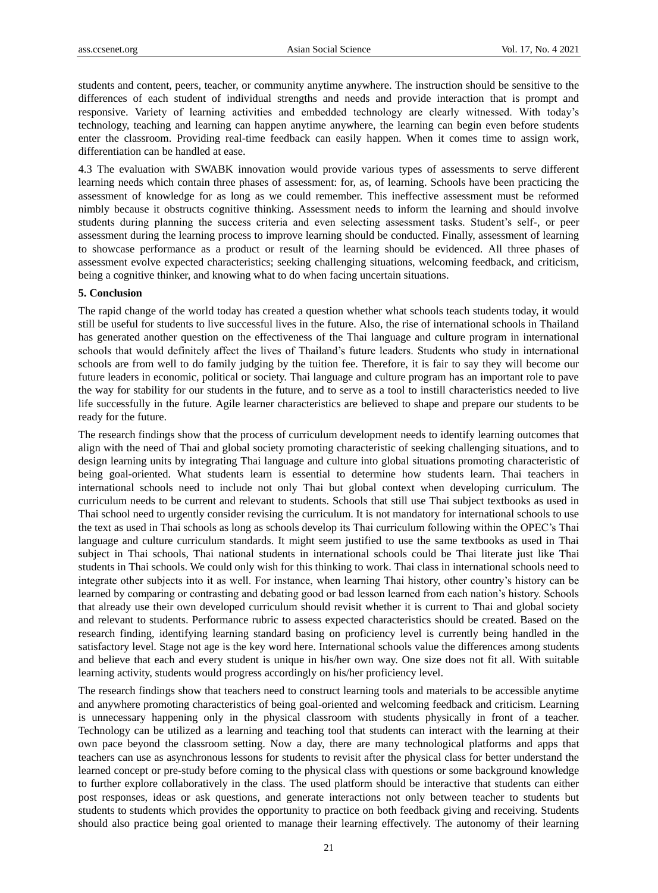students and content, peers, teacher, or community anytime anywhere. The instruction should be sensitive to the differences of each student of individual strengths and needs and provide interaction that is prompt and responsive. Variety of learning activities and embedded technology are clearly witnessed. With today's technology, teaching and learning can happen anytime anywhere, the learning can begin even before students enter the classroom. Providing real-time feedback can easily happen. When it comes time to assign work, differentiation can be handled at ease.

4.3 The evaluation with SWABK innovation would provide various types of assessments to serve different learning needs which contain three phases of assessment: for, as, of learning. Schools have been practicing the assessment of knowledge for as long as we could remember. This ineffective assessment must be reformed nimbly because it obstructs cognitive thinking. Assessment needs to inform the learning and should involve students during planning the success criteria and even selecting assessment tasks. Student's self-, or peer assessment during the learning process to improve learning should be conducted. Finally, assessment of learning to showcase performance as a product or result of the learning should be evidenced. All three phases of assessment evolve expected characteristics; seeking challenging situations, welcoming feedback, and criticism, being a cognitive thinker, and knowing what to do when facing uncertain situations.

## 5. Conclusion

The rapid change of the world today has created a question whether what schools teach students today, it would still be useful for students to live successful lives in the future. Also, the rise of international schools in Thailand has generated another question on the effectiveness of the Thai language and culture program in international schools that would definitely affect the lives of Thailand's future leaders. Students who study in international schools are from well to do family judging by the tuition fee. Therefore, it is fair to say they will become our future leaders in economic, political or society. Thai language and culture program has an important role to pave the way for stability for our students in the future, and to serve as a tool to instill characteristics needed to live life successfully in the future. Agile learner characteristics are believed to shape and prepare our students to be ready for the future.

The research findings show that the process of curriculum development needs to identify learning outcomes that align with the need of Thai and global society promoting characteristic of seeking challenging situations, and to design learning units by integrating Thai language and culture into global situations promoting characteristic of being goal-oriented. What students learn is essential to determine how students learn. Thai teachers in international schools need to include not only Thai but global context when developing curriculum. The curriculum needs to be current and relevant to students. Schools that still use Thai subject textbooks as used in Thai school need to urgently consider revising the curriculum. It is not mandatory for international schools to use the text as used in Thai schools as long as schools develop its Thai curriculum following within the OPEC's Thai language and culture curriculum standards. It might seem justified to use the same textbooks as used in Thai subject in Thai schools, Thai national students in international schools could be Thai literate just like Thai students in Thai schools. We could only wish for this thinking to work. Thai class in international schools need to integrate other subjects into it as well. For instance, when learning Thai history, other country's history can be learned by comparing or contrasting and debating good or bad lesson learned from each nation's history. Schools that already use their own developed curriculum should revisit whether it is current to Thai and global society and relevant to students. Performance rubric to assess expected characteristics should be created. Based on the research finding, identifying learning standard basing on proficiency level is currently being handled in the satisfactory level. Stage not age is the key word here. International schools value the differences among students and believe that each and every student is unique in his/her own way. One size does not fit all. With suitable learning activity, students would progress accordingly on his/her proficiency level.

The research findings show that teachers need to construct learning tools and materials to be accessible anytime and anywhere promoting characteristics of being goal-oriented and welcoming feedback and criticism. Learning is unnecessary happening only in the physical classroom with students physically in front of a teacher. Technology can be utilized as a learning and teaching tool that students can interact with the learning at their own pace beyond the classroom setting. Now a day, there are many technological platforms and apps that teachers can use as asynchronous lessons for students to revisit after the physical class for better understand the learned concept or pre-study before coming to the physical class with questions or some background knowledge to further explore collaboratively in the class. The used platform should be interactive that students can either post responses, ideas or ask questions, and generate interactions not only between teacher to students but students to students which provides the opportunity to practice on both feedback giving and receiving. Students should also practice being goal oriented to manage their learning effectively. The autonomy of their learning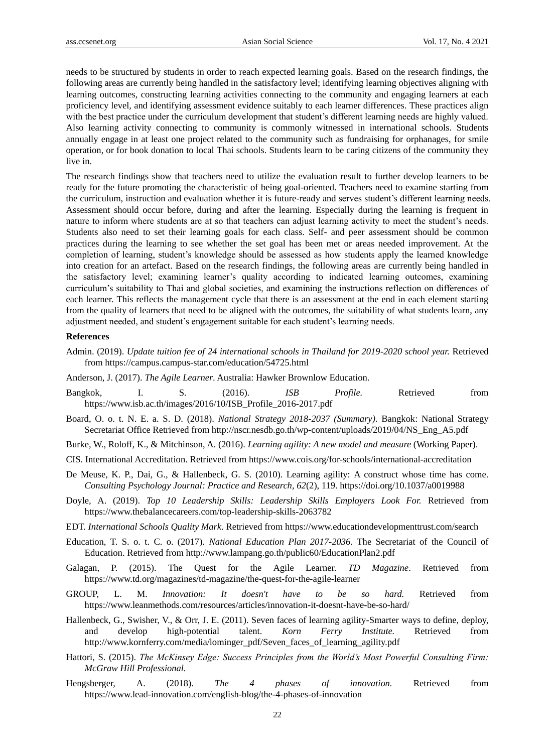needs to be structured by students in order to reach expected learning goals. Based on the research findings, the following areas are currently being handled in the satisfactory level; identifying learning objectives aligning with learning outcomes, constructing learning activities connecting to the community and engaging learners at each proficiency level, and identifying assessment evidence suitably to each learner differences. These practices align with the best practice under the curriculum development that student's different learning needs are highly valued. Also learning activity connecting to community is commonly witnessed in international schools. Students annually engage in at least one project related to the community such as fundraising for orphanages, for smile operation, or for book donation to local Thai schools. Students learn to be caring citizens of the community they live in.

The research findings show that teachers need to utilize the evaluation result to further develop learners to be ready for the future promoting the characteristic of being goal-oriented. Teachers need to examine starting from the curriculum, instruction and evaluation whether it is future-ready and serves student's different learning needs. Assessment should occur before, during and after the learning. Especially during the learning is frequent in nature to inform where students are at so that teachers can adjust learning activity to meet the student's needs. Students also need to set their learning goals for each class. Self- and peer assessment should be common practices during the learning to see whether the set goal has been met or areas needed improvement. At the completion of learning, student's knowledge should be assessed as how students apply the learned knowledge into creation for an artefact. Based on the research findings, the following areas are currently being handled in the satisfactory level; examining learner's quality according to indicated learning outcomes, examining curriculum's suitability to Thai and global societies, and examining the instructions reflection on differences of each learner. This reflects the management cycle that there is an assessment at the end in each element starting from the quality of learners that need to be aligned with the outcomes, the suitability of what students learn, any adjustment needed, and student's engagement suitable for each student's learning needs.

### References

Admin. (2019). *Update tuition fee of 24 international schools in Thailand for 2019-2020 school year.* Retrieved from https://campus.campus-star.com/education/54725.html

Anderson, J. (2017). *The Agile Learner*. Australia: Hawker Brownlow Education.

Bangkok, I. S. (2016). *ISB Profile.* Retrieved from https://www.isb.ac.th/images/2016/10/ISB_Profile_2016-2017.pdf

Board, O. o. t. N. E. a. S. D. (2018). *National Strategy 2018-2037 (Summary)*. Bangkok: National Strategy Secretariat Office Retrieved from http://nscr.nesdb.go.th/wp-content/uploads/2019/04/NS_Eng_A5.pdf

Burke, W., Roloff, K., & Mitchinson, A. (2016). *Learning agility: A new model and measure* (Working Paper).

CIS. International Accreditation. Retrieved from https://www.cois.org/for-schools/international-accreditation

De Meuse, K. P., Dai, G., & Hallenbeck, G. S. (2010). Learning agility: A construct whose time has come. *Consulting Psychology Journal: Practice and Research, 62*(2), 119. https://doi.org/10.1037/a0019988

Doyle, A. (2019). *Top 10 Leadership Skills: Leadership Skills Employers Look For.* Retrieved from https://www.thebalancecareers.com/top-leadership-skills-2063782

EDT. *International Schools Quality Mark*. Retrieved from https://www.educationdevelopmenttrust.com/search

Education, T. S. o. t. C. o. (2017). *National Education Plan 2017-2036*. The Secretariat of the Council of Education. Retrieved from http://www.lampang.go.th/public60/EducationPlan2.pdf

Galagan, P. (2015). The Quest for the Agile Learner. *TD Magazine*. Retrieved from https://www.td.org/magazines/td-magazine/the-quest-for-the-agile-learner

GROUP, L. M. *Innovation: It doesn't have to be so hard.* Retrieved from https://www.leanmethods.com/resources/articles/innovation-it-doesnt-have-be-so-hard/

Hallenbeck, G., Swisher, V., & Orr, J. E. (2011). Seven faces of learning agility-Smarter ways to define, deploy, and develop high-potential talent. *Korn Ferry Institute.* Retrieved from http://www.kornferry.com/media/lominger_pdf/Seven_faces_of_learning_agility.pdf

Hattori, S. (2015). *The McKinsey Edge: Success Principles from the World's Most Powerful Consulting Firm: McGraw Hill Professional.*

Hengsberger, A. (2018). *The 4 phases of innovation.* Retrieved from https://www.lead-innovation.com/english-blog/the-4-phases-of-innovation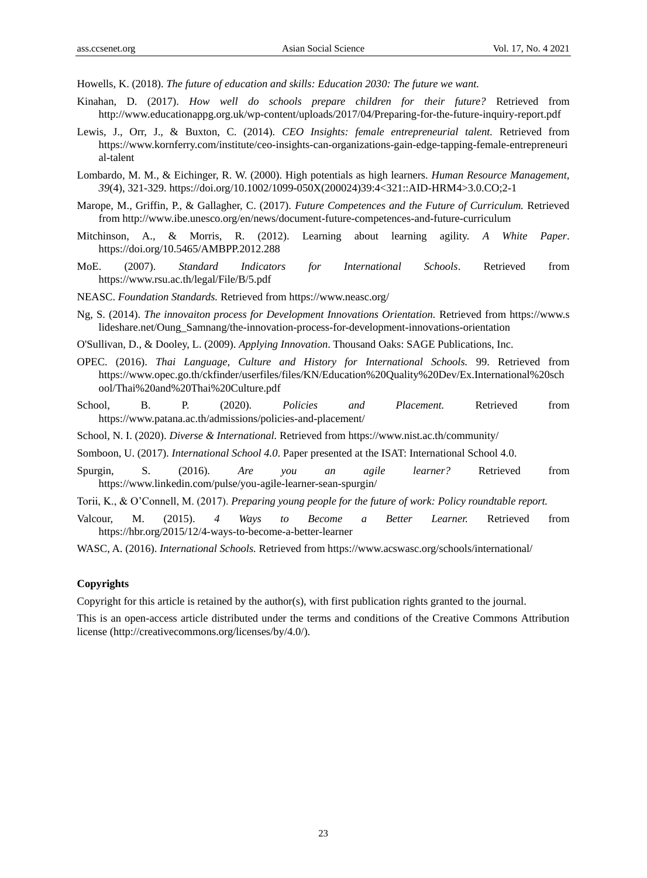Howells, K. (2018). *The future of education and skills: Education 2030: The future we want.*

Kinahan, D. (2017). *How well do schools prepare children for their future?* Retrieved from http://www.educationappg.org.uk/wp-content/uploads/2017/04/Preparing-for-the-future-inquiry-report.pdf

Lewis, J., Orr, J., & Buxton, C. (2014). *CEO Insights: female entrepreneurial talent.* Retrieved from https://www.kornferry.com/institute/ceo-insights-can-organizations-gain-edge-tapping-female-entrepreneurial-talent

Lombardo, M. M., & Eichinger, R. W. (2000). High potentials as high learners. *Human Resource Management, 39*(4), 321-329. https://doi.org/10.1002/1099-050X(200024)39:4<321::AID-HRM4>3.0.CO;2-1

Marope, M., Griffin, P., & Gallagher, C. (2017). *Future Competences and the Future of Curriculum.* Retrieved from http://www.ibe.unesco.org/en/news/document-future-competences-and-future-curriculum

Mitchinson, A., & Morris, R. (2012). Learning about learning agility. *A White Paper*. https://doi.org/10.5465/AMBPP.2012.288

MoE. (2007). *Standard Indicators for International Schools*. Retrieved from https://www.rsu.ac.th/legal/File/B/5.pdf

NEASC. *Foundation Standards.* Retrieved from https://www.neasc.org/

Ng, S. (2014). *The innovaiton process for Development Innovations Orientation.* Retrieved from https://www.slideshare.net/Oung_Samnang/the-innovation-process-for-development-innovations-orientation

O'Sullivan, D., & Dooley, L. (2009). *Applying Innovation*. Thousand Oaks: SAGE Publications, Inc.

OPEC. (2016). *Thai Language, Culture and History for International Schools.* 99. Retrieved from https://www.opec.go.th/ckfinder/userfiles/files/KN/Education%20Quality%20Dev/Ex.International%20school/Thai%20and%20Thai%20Culture.pdf

School, B. P. (2020). *Policies and Placement.* Retrieved from https://www.patana.ac.th/admissions/policies-and-placement/

School, N. I. (2020). *Diverse & International.* Retrieved from https://www.nist.ac.th/community/

Somboon, U. (2017). *International School 4.0*. Paper presented at the ISAT: International School 4.0.

Spurgin, S. (2016). *Are you an agile learner?* Retrieved from https://www.linkedin.com/pulse/you-agile-learner-sean-spurgin/

Torii, K., & O'Connell, M. (2017). *Preparing young people for the future of work: Policy roundtable report.*

Valcour, M. (2015). *4 Ways to Become a Better Learner.* Retrieved from https://hbr.org/2015/12/4-ways-to-become-a-better-learner

WASC, A. (2016). *International Schools.* Retrieved from https://www.acswasc.org/schools/international/

## Copyrights

Copyright for this article is retained by the author(s), with first publication rights granted to the journal.

This is an open-access article distributed under the terms and conditions of the Creative Commons Attribution license (http://creativecommons.org/licenses/by/4.0/).